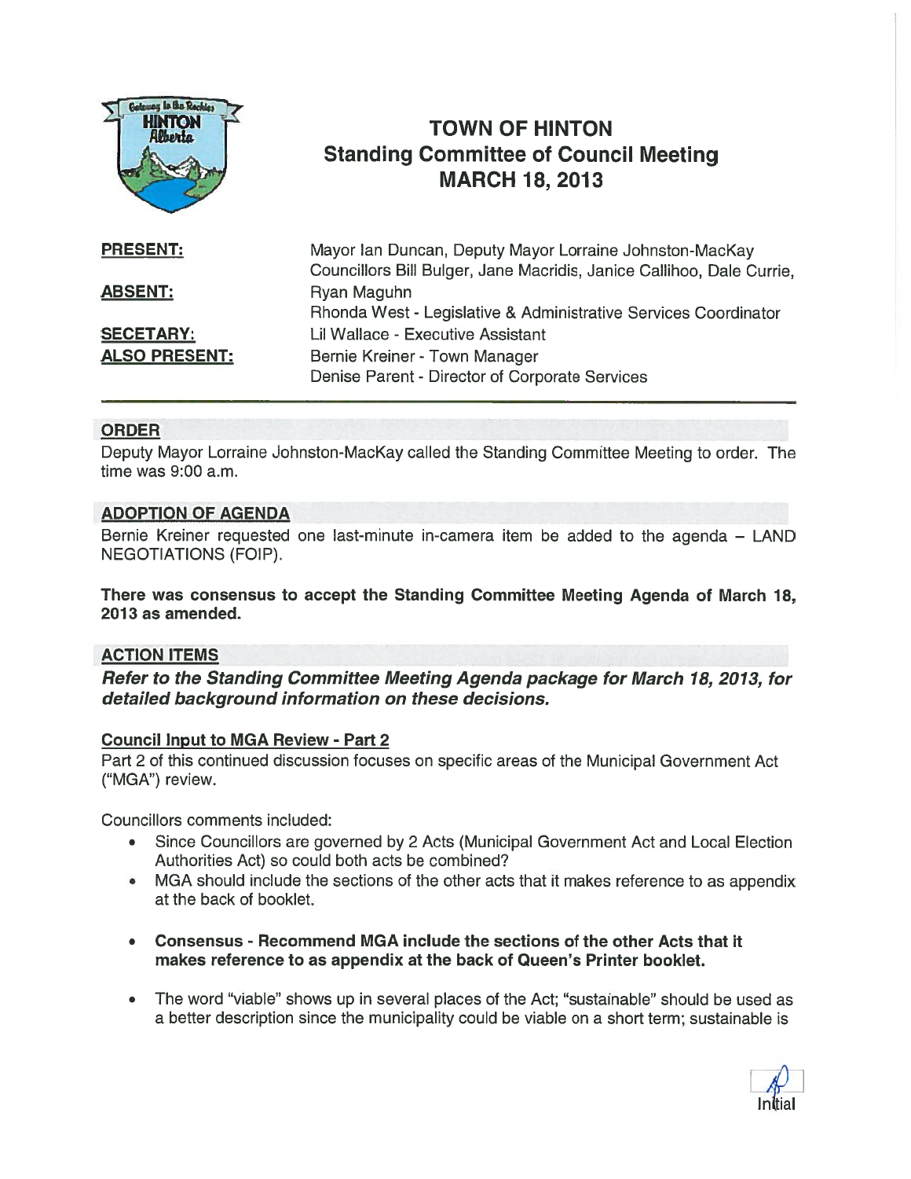# TOWN OF HINTON
## Standing Committee of Council Meeting
## MARCH 18, 2013

| | |
|---|---|
| **PRESENT:** | Mayor Ian Duncan, Deputy Mayor Lorraine Johnston-MacKay Councillors Bill Bulger, Jane Macridis, Janice Callihoo, Dale Currie, |
| **ABSENT:** | Ryan Maguhn<br>Rhonda West - Legislative & Administrative Services Coordinator |
| **SECETARY:** | Lil Wallace - Executive Assistant |
| **ALSO PRESENT:** | Bernie Kreiner - Town Manager<br>Denise Parent - Director of Corporate Services |

## ORDER

Deputy Mayor Lorraine Johnston-MacKay called the Standing Committee Meeting to order. The time was 9:00 a.m.

## ADOPTION OF AGENDA

Bernie Kreiner requested one last-minute in-camera item be added to the agenda – LAND NEGOTIATIONS (FOIP).

**There was consensus to accept the Standing Committee Meeting Agenda of March 18, 2013 as amended.**

## ACTION ITEMS

***Refer to the Standing Committee Meeting Agenda package for March 18, 2013, for detailed background information on these decisions.***

### Council Input to MGA Review - Part 2

Part 2 of this continued discussion focuses on specific areas of the Municipal Government Act ("MGA") review.

Councillors comments included:

- Since Councillors are governed by 2 Acts (Municipal Government Act and Local Election Authorities Act) so could both acts be combined?
- MGA should include the sections of the other acts that it makes reference to as appendix at the back of booklet.

- **Consensus - Recommend MGA include the sections of the other Acts that it makes reference to as appendix at the back of Queen's Printer booklet.**

- The word "viable" shows up in several places of the Act; "sustainable" should be used as a better description since the municipality could be viable on a short term; sustainable is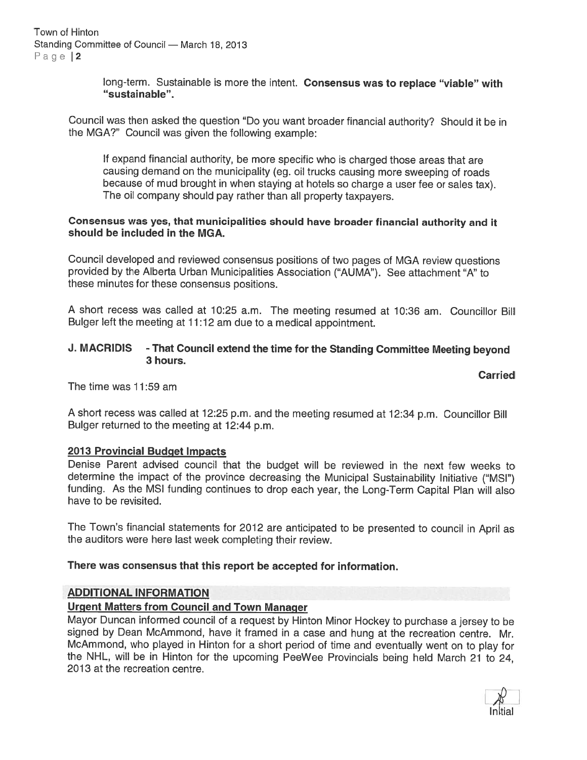long-term. Sustainable is more the intent. **Consensus was to replace "viable" with "sustainable".**

Council was then asked the question "Do you want broader financial authority? Should it be in the MGA?" Council was given the following example:

> If expand financial authority, be more specific who is charged those areas that are causing demand on the municipality (eg. oil trucks causing more sweeping of roads because of mud brought in when staying at hotels so charge a user fee or sales tax). The oil company should pay rather than all property taxpayers.

**Consensus was yes, that municipalities should have broader financial authority and it should be included in the MGA.**

Council developed and reviewed consensus positions of two pages of MGA review questions provided by the Alberta Urban Municipalities Association ("AUMA"). See attachment "A" to these minutes for these consensus positions.

A short recess was called at 10:25 a.m. The meeting resumed at 10:36 am. Councillor Bill Bulger left the meeting at 11:12 am due to a medical appointment.

**J. MACRIDIS - That Council extend the time for the Standing Committee Meeting beyond 3 hours.**

**Carried**

The time was 11:59 am

A short recess was called at 12:25 p.m. and the meeting resumed at 12:34 p.m. Councillor Bill Bulger returned to the meeting at 12:44 p.m.

## 2013 Provincial Budget Impacts

Denise Parent advised council that the budget will be reviewed in the next few weeks to determine the impact of the province decreasing the Municipal Sustainability Initiative ("MSI") funding. As the MSI funding continues to drop each year, the Long-Term Capital Plan will also have to be revisited.

The Town's financial statements for 2012 are anticipated to be presented to council in April as the auditors were here last week completing their review.

**There was consensus that this report be accepted for information.**

## ADDITIONAL INFORMATION

### Urgent Matters from Council and Town Manager

Mayor Duncan informed council of a request by Hinton Minor Hockey to purchase a jersey to be signed by Dean McAmmond, have it framed in a case and hung at the recreation centre. Mr. McAmmond, who played in Hinton for a short period of time and eventually went on to play for the NHL, will be in Hinton for the upcoming PeeWee Provincials being held March 21 to 24, 2013 at the recreation centre.

Initial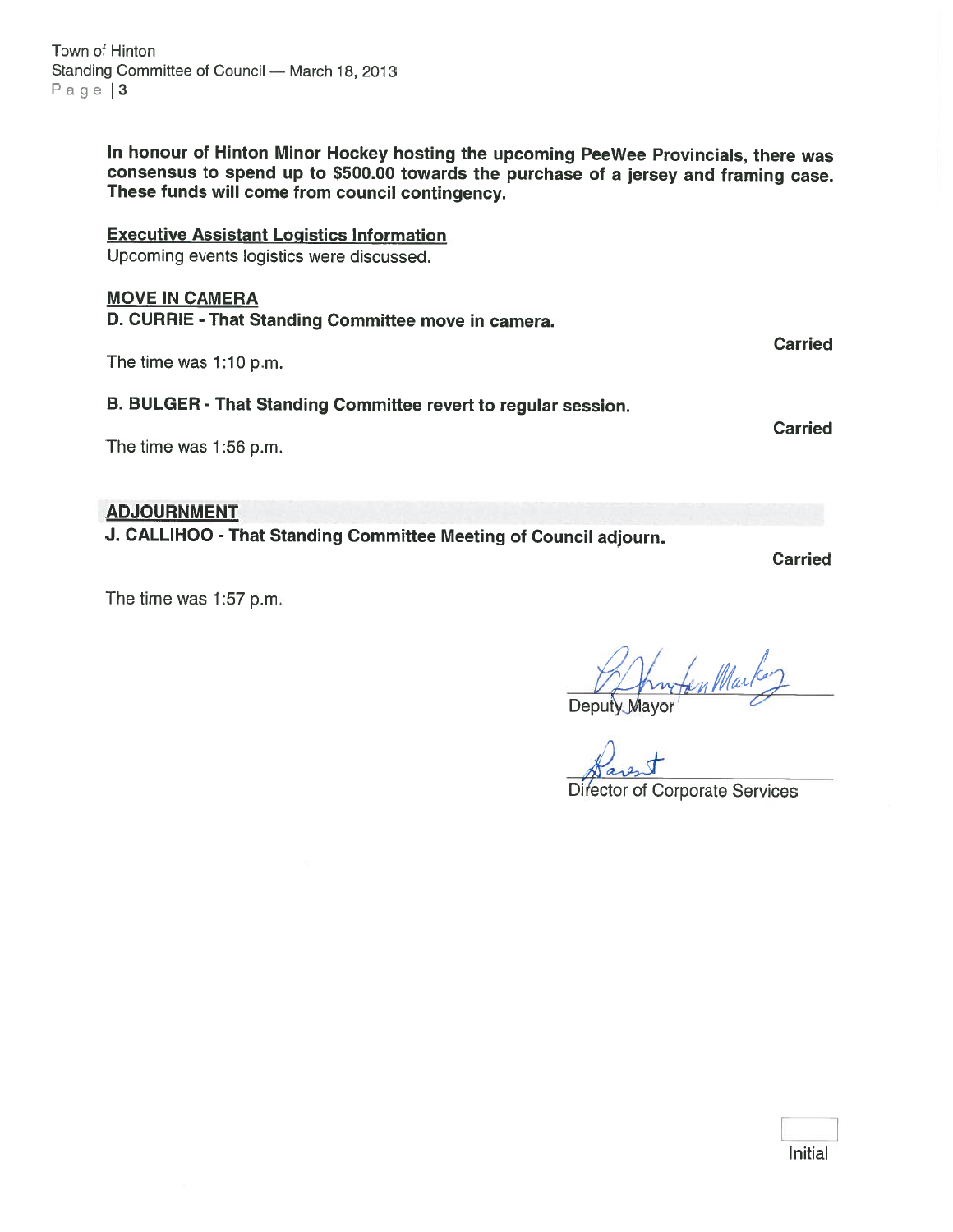**In honour of Hinton Minor Hockey hosting the upcoming PeeWee Provincials, there was consensus to spend up to $500.00 towards the purchase of a jersey and framing case. These funds will come from council contingency.**

**Executive Assistant Logistics Information**

Upcoming events logistics were discussed.

**MOVE IN CAMERA**

**D. CURRIE - That Standing Committee move in camera.**

**Carried**

The time was 1:10 p.m.

**B. BULGER - That Standing Committee revert to regular session.**

**Carried**

The time was 1:56 p.m.

## ADJOURNMENT

**J. CALLIHOO - That Standing Committee Meeting of Council adjourn.**

**Carried**

The time was 1:57 p.m.

Deputy Mayor

Director of Corporate Services

Initial